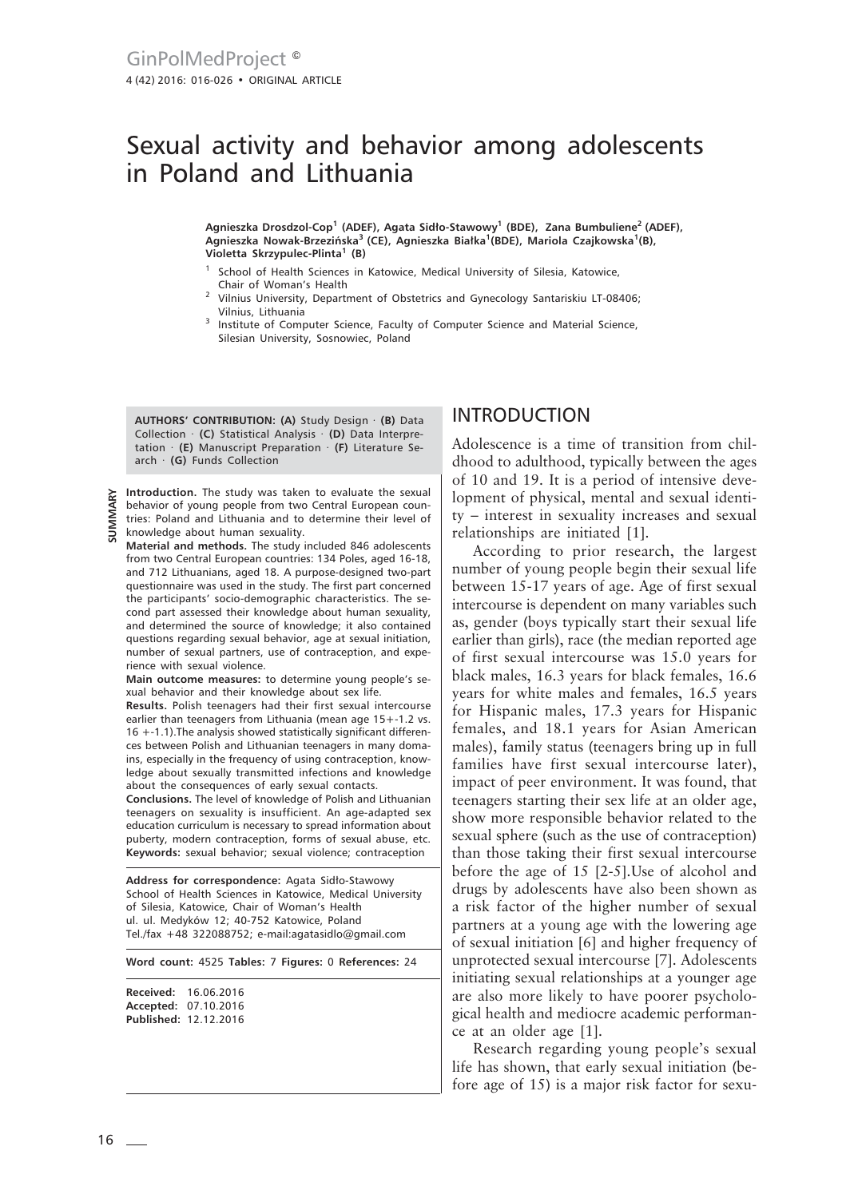# Sexual activity and behavior among adolescents in Poland and Lithuania

**Agnieszka Drosdzol-Cop[1] (ADEF), Agata Sidło-Stawowy[1] (BDE), Zana Bumbuliene[2] (ADEF), Agnieszka Nowak-Brzezińska[3] (CE), Agnieszka Białka[1](BDE), Mariola Czajkowska[1](B), Violetta Skrzypulec-Plinta[1] (B)**

[1] School of Health Sciences in Katowice, Medical University of Silesia, Katowice, Chair of Woman's Health

[2] Vilnius University, Department of Obstetrics and Gynecology Santariskiu LT-08406; Vilnius, Lithuania

[3] Institute of Computer Science, Faculty of Computer Science and Material Science, Silesian University, Sosnowiec, Poland

**AUTHORS' CONTRIBUTION: (A)** Study Design · **(B)** Data Collection · **(C)** Statistical Analysis · **(D)** Data Interpretation · **(E)** Manuscript Preparation · **(F)** Literature Search · **(G)** Funds Collection

## SUMMARY

**Introduction.** The study was taken to evaluate the sexual behavior of young people from two Central European countries: Poland and Lithuania and to determine their level of knowledge about human sexuality.

**Material and methods.** The study included 846 adolescents from two Central European countries: 134 Poles, aged 16-18, and 712 Lithuanians, aged 18. A purpose-designed two-part questionnaire was used in the study. The first part concerned the participants' socio-demographic characteristics. The second part assessed their knowledge about human sexuality, and determined the source of knowledge; it also contained questions regarding sexual behavior, age at sexual initiation, number of sexual partners, use of contraception, and experience with sexual violence.

**Main outcome measures:** to determine young people's sexual behavior and their knowledge about sex life.

**Results.** Polish teenagers had their first sexual intercourse earlier than teenagers from Lithuania (mean age 15+-1.2 vs. 16 +-1.1).The analysis showed statistically significant differences between Polish and Lithuanian teenagers in many domains, especially in the frequency of using contraception, knowledge about sexually transmitted infections and knowledge about the consequences of early sexual contacts.

**Conclusions.** The level of knowledge of Polish and Lithuanian teenagers on sexuality is insufficient. An age-adapted sex education curriculum is necessary to spread information about puberty, modern contraception, forms of sexual abuse, etc.

**Keywords:** sexual behavior; sexual violence; contraception

**Address for correspondence:** Agata Sidło-Stawowy
School of Health Sciences in Katowice, Medical University of Silesia, Katowice, Chair of Woman's Health
ul. ul. Medyków 12; 40-752 Katowice, Poland
Tel./fax +48 322088752; e-mail:agatasidlo@gmail.com

**Word count:** 4525 **Tables:** 7 **Figures:** 0 **References:** 24

**Received:** 16.06.2016
**Accepted:** 07.10.2016
**Published:** 12.12.2016

## INTRODUCTION

Adolescence is a time of transition from childhood to adulthood, typically between the ages of 10 and 19. It is a period of intensive development of physical, mental and sexual identity – interest in sexuality increases and sexual relationships are initiated [1].

According to prior research, the largest number of young people begin their sexual life between 15-17 years of age. Age of first sexual intercourse is dependent on many variables such as, gender (boys typically start their sexual life earlier than girls), race (the median reported age of first sexual intercourse was 15.0 years for black males, 16.3 years for black females, 16.6 years for white males and females, 16.5 years for Hispanic males, 17.3 years for Hispanic females, and 18.1 years for Asian American males), family status (teenagers bring up in full families have first sexual intercourse later), impact of peer environment. It was found, that teenagers starting their sex life at an older age, show more responsible behavior related to the sexual sphere (such as the use of contraception) than those taking their first sexual intercourse before the age of 15 [2-5].Use of alcohol and drugs by adolescents have also been shown as a risk factor of the higher number of sexual partners at a young age with the lowering age of sexual initiation [6] and higher frequency of unprotected sexual intercourse [7]. Adolescents initiating sexual relationships at a younger age are also more likely to have poorer psychological health and mediocre academic performance at an older age [1].

Research regarding young people's sexual life has shown, that early sexual initiation (before age of 15) is a major risk factor for sexu-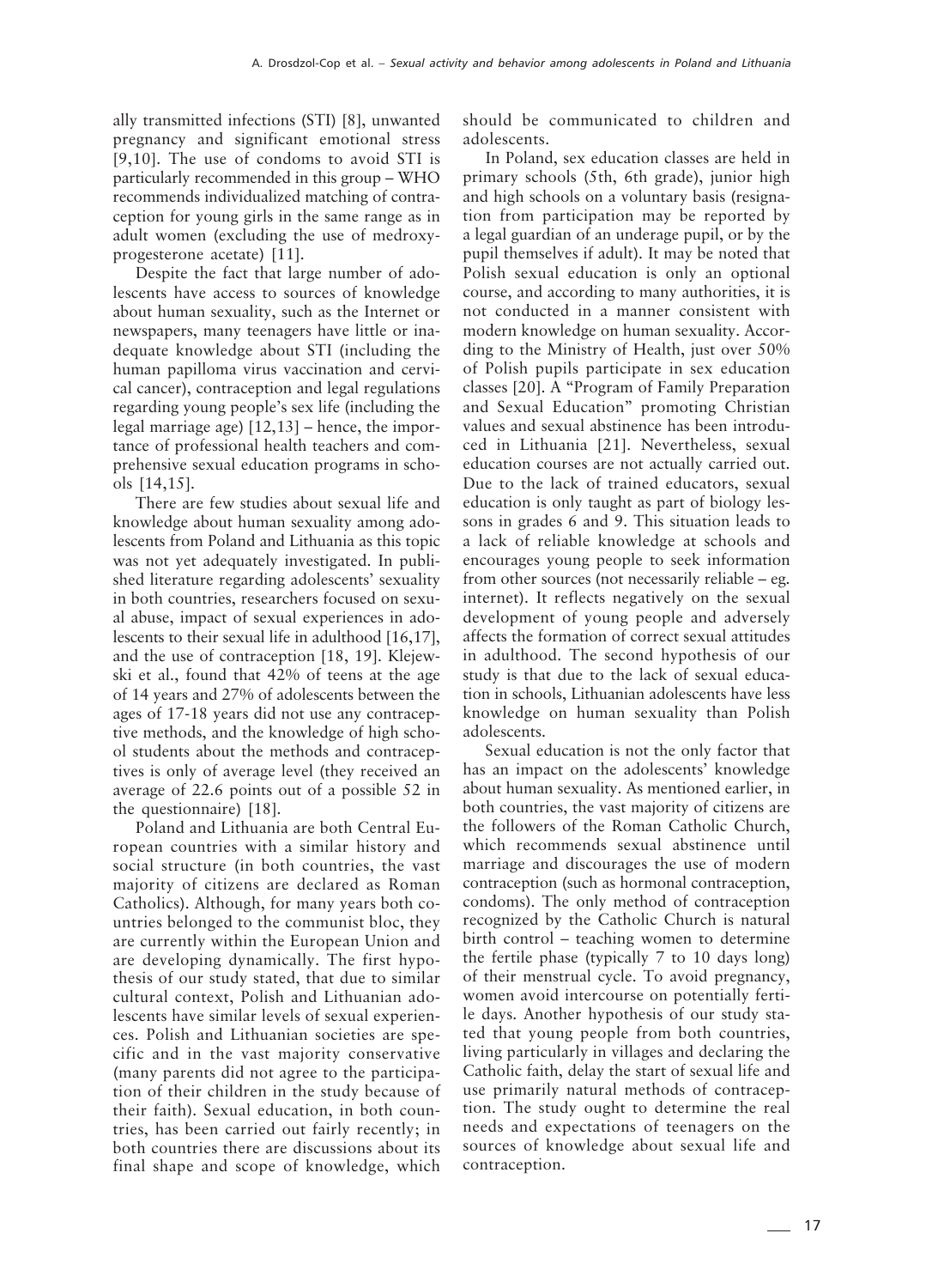ally transmitted infections (STI) [8], unwanted pregnancy and significant emotional stress [9,10]. The use of condoms to avoid STI is particularly recommended in this group – WHO recommends individualized matching of contraception for young girls in the same range as in adult women (excluding the use of medroxyprogesterone acetate) [11].

Despite the fact that large number of adolescents have access to sources of knowledge about human sexuality, such as the Internet or newspapers, many teenagers have little or inadequate knowledge about STI (including the human papilloma virus vaccination and cervical cancer), contraception and legal regulations regarding young people's sex life (including the legal marriage age) [12,13] – hence, the importance of professional health teachers and comprehensive sexual education programs in schools [14,15].

There are few studies about sexual life and knowledge about human sexuality among adolescents from Poland and Lithuania as this topic was not yet adequately investigated. In published literature regarding adolescents' sexuality in both countries, researchers focused on sexual abuse, impact of sexual experiences in adolescents to their sexual life in adulthood [16,17], and the use of contraception [18, 19]. Klejewski et al., found that 42% of teens at the age of 14 years and 27% of adolescents between the ages of 17-18 years did not use any contraceptive methods, and the knowledge of high school students about the methods and contraceptives is only of average level (they received an average of 22.6 points out of a possible 52 in the questionnaire) [18].

Poland and Lithuania are both Central European countries with a similar history and social structure (in both countries, the vast majority of citizens are declared as Roman Catholics). Although, for many years both countries belonged to the communist bloc, they are currently within the European Union and are developing dynamically. The first hypothesis of our study stated, that due to similar cultural context, Polish and Lithuanian adolescents have similar levels of sexual experiences. Polish and Lithuanian societies are specific and in the vast majority conservative (many parents did not agree to the participation of their children in the study because of their faith). Sexual education, in both countries, has been carried out fairly recently; in both countries there are discussions about its final shape and scope of knowledge, which should be communicated to children and adolescents.

In Poland, sex education classes are held in primary schools (5th, 6th grade), junior high and high schools on a voluntary basis (resignation from participation may be reported by a legal guardian of an underage pupil, or by the pupil themselves if adult). It may be noted that Polish sexual education is only an optional course, and according to many authorities, it is not conducted in a manner consistent with modern knowledge on human sexuality. According to the Ministry of Health, just over 50% of Polish pupils participate in sex education classes [20]. A "Program of Family Preparation and Sexual Education" promoting Christian values and sexual abstinence has been introduced in Lithuania [21]. Nevertheless, sexual education courses are not actually carried out. Due to the lack of trained educators, sexual education is only taught as part of biology lessons in grades 6 and 9. This situation leads to a lack of reliable knowledge at schools and encourages young people to seek information from other sources (not necessarily reliable – eg. internet). It reflects negatively on the sexual development of young people and adversely affects the formation of correct sexual attitudes in adulthood. The second hypothesis of our study is that due to the lack of sexual education in schools, Lithuanian adolescents have less knowledge on human sexuality than Polish adolescents.

Sexual education is not the only factor that has an impact on the adolescents' knowledge about human sexuality. As mentioned earlier, in both countries, the vast majority of citizens are the followers of the Roman Catholic Church, which recommends sexual abstinence until marriage and discourages the use of modern contraception (such as hormonal contraception, condoms). The only method of contraception recognized by the Catholic Church is natural birth control – teaching women to determine the fertile phase (typically 7 to 10 days long) of their menstrual cycle. To avoid pregnancy, women avoid intercourse on potentially fertile days. Another hypothesis of our study stated that young people from both countries, living particularly in villages and declaring the Catholic faith, delay the start of sexual life and use primarily natural methods of contraception. The study ought to determine the real needs and expectations of teenagers on the sources of knowledge about sexual life and contraception.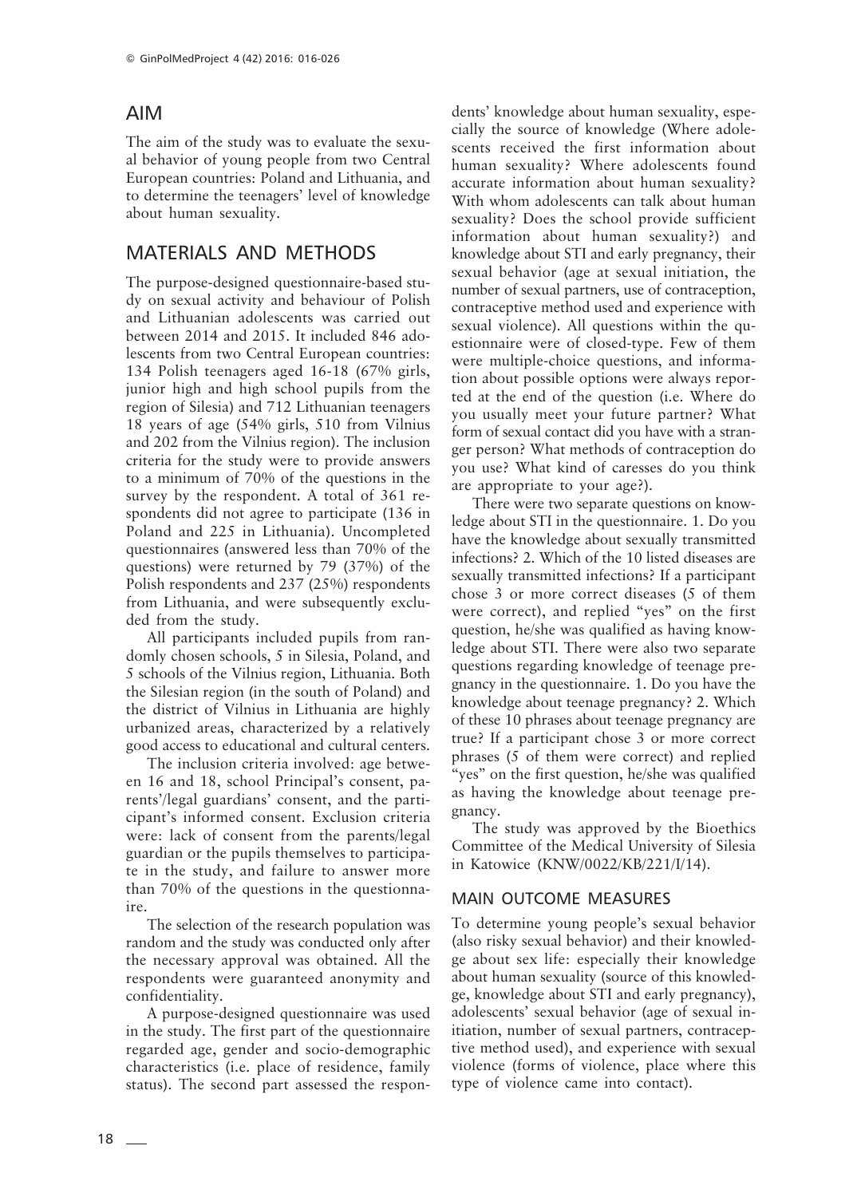## AIM

The aim of the study was to evaluate the sexual behavior of young people from two Central European countries: Poland and Lithuania, and to determine the teenagers' level of knowledge about human sexuality.

## MATERIALS AND METHODS

The purpose-designed questionnaire-based study on sexual activity and behaviour of Polish and Lithuanian adolescents was carried out between 2014 and 2015. It included 846 adolescents from two Central European countries: 134 Polish teenagers aged 16-18 (67% girls, junior high and high school pupils from the region of Silesia) and 712 Lithuanian teenagers 18 years of age (54% girls, 510 from Vilnius and 202 from the Vilnius region). The inclusion criteria for the study were to provide answers to a minimum of 70% of the questions in the survey by the respondent. A total of 361 respondents did not agree to participate (136 in Poland and 225 in Lithuania). Uncompleted questionnaires (answered less than 70% of the questions) were returned by 79 (37%) of the Polish respondents and 237 (25%) respondents from Lithuania, and were subsequently excluded from the study.

All participants included pupils from randomly chosen schools, 5 in Silesia, Poland, and 5 schools of the Vilnius region, Lithuania. Both the Silesian region (in the south of Poland) and the district of Vilnius in Lithuania are highly urbanized areas, characterized by a relatively good access to educational and cultural centers.

The inclusion criteria involved: age between 16 and 18, school Principal's consent, parents'/legal guardians' consent, and the participant's informed consent. Exclusion criteria were: lack of consent from the parents/legal guardian or the pupils themselves to participate in the study, and failure to answer more than 70% of the questions in the questionnaire.

The selection of the research population was random and the study was conducted only after the necessary approval was obtained. All the respondents were guaranteed anonymity and confidentiality.

A purpose-designed questionnaire was used in the study. The first part of the questionnaire regarded age, gender and socio-demographic characteristics (i.e. place of residence, family status). The second part assessed the respondents' knowledge about human sexuality, especially the source of knowledge (Where adolescents received the first information about human sexuality? Where adolescents found accurate information about human sexuality? With whom adolescents can talk about human sexuality? Does the school provide sufficient information about human sexuality?) and knowledge about STI and early pregnancy, their sexual behavior (age at sexual initiation, the number of sexual partners, use of contraception, contraceptive method used and experience with sexual violence). All questions within the questionnaire were of closed-type. Few of them were multiple-choice questions, and information about possible options were always reported at the end of the question (i.e. Where do you usually meet your future partner? What form of sexual contact did you have with a stranger person? What methods of contraception do you use? What kind of caresses do you think are appropriate to your age?).

There were two separate questions on knowledge about STI in the questionnaire. 1. Do you have the knowledge about sexually transmitted infections? 2. Which of the 10 listed diseases are sexually transmitted infections? If a participant chose 3 or more correct diseases (5 of them were correct), and replied "yes" on the first question, he/she was qualified as having knowledge about STI. There were also two separate questions regarding knowledge of teenage pregnancy in the questionnaire. 1. Do you have the knowledge about teenage pregnancy? 2. Which of these 10 phrases about teenage pregnancy are true? If a participant chose 3 or more correct phrases (5 of them were correct) and replied "yes" on the first question, he/she was qualified as having the knowledge about teenage pregnancy.

The study was approved by the Bioethics Committee of the Medical University of Silesia in Katowice (KNW/0022/KB/221/I/14).

### MAIN OUTCOME MEASURES

To determine young people's sexual behavior (also risky sexual behavior) and their knowledge about sex life: especially their knowledge about human sexuality (source of this knowledge, knowledge about STI and early pregnancy), adolescents' sexual behavior (age of sexual initiation, number of sexual partners, contraceptive method used), and experience with sexual violence (forms of violence, place where this type of violence came into contact).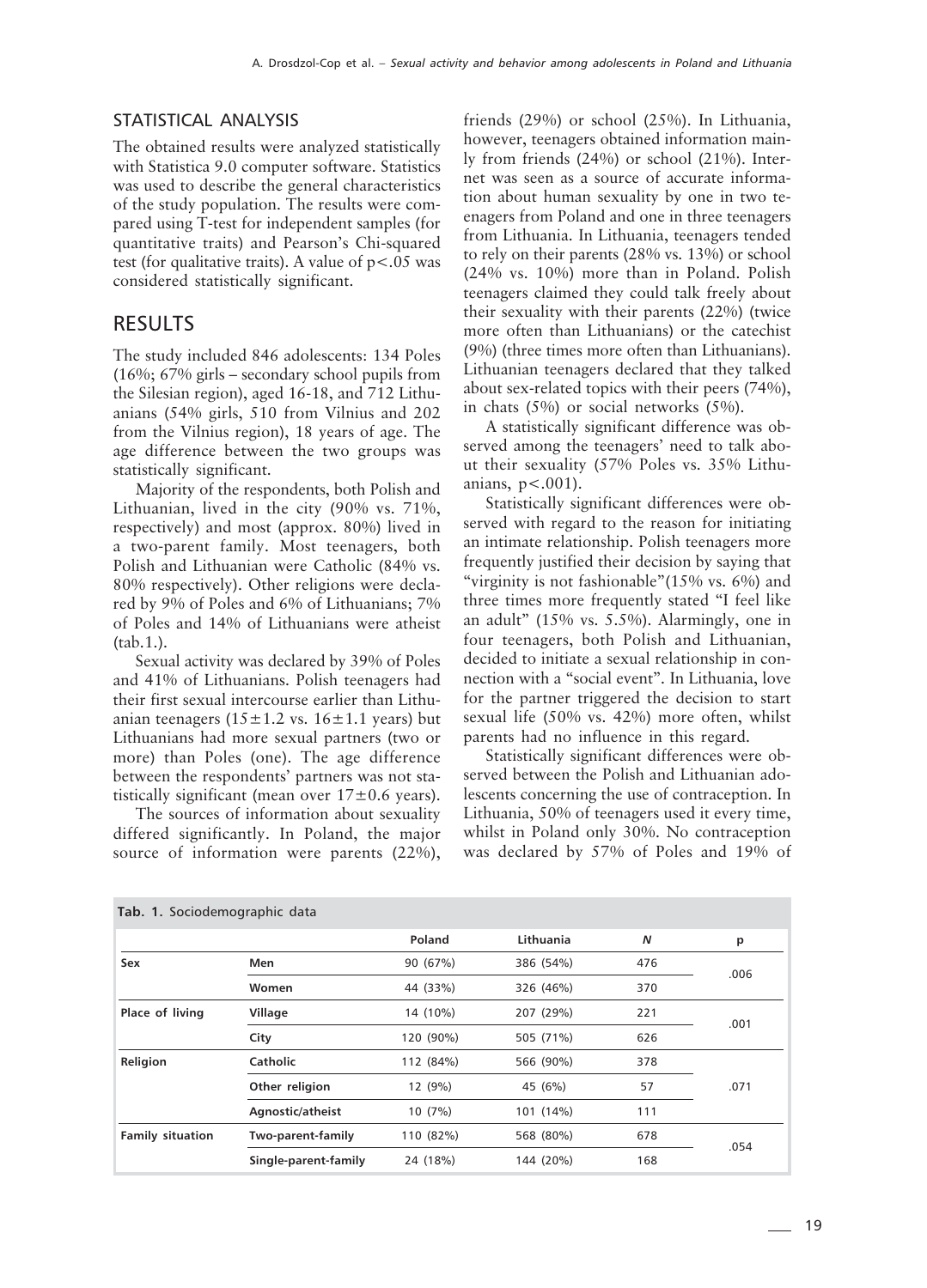## STATISTICAL ANALYSIS

The obtained results were analyzed statistically with Statistica 9.0 computer software. Statistics was used to describe the general characteristics of the study population. The results were compared using T-test for independent samples (for quantitative traits) and Pearson's Chi-squared test (for qualitative traits). A value of $p<.05$ was considered statistically significant.

## RESULTS

The study included 846 adolescents: 134 Poles (16%; 67% girls – secondary school pupils from the Silesian region), aged 16-18, and 712 Lithuanians (54% girls, 510 from Vilnius and 202 from the Vilnius region), 18 years of age. The age difference between the two groups was statistically significant.

Majority of the respondents, both Polish and Lithuanian, lived in the city (90% vs. 71%, respectively) and most (approx. 80%) lived in a two-parent family. Most teenagers, both Polish and Lithuanian were Catholic (84% vs. 80% respectively). Other religions were declared by 9% of Poles and 6% of Lithuanians; 7% of Poles and 14% of Lithuanians were atheist (tab.1.).

Sexual activity was declared by 39% of Poles and 41% of Lithuanians. Polish teenagers had their first sexual intercourse earlier than Lithuanian teenagers ($15\pm1.2$ vs. $16\pm1.1$ years) but Lithuanians had more sexual partners (two or more) than Poles (one). The age difference between the respondents' partners was not statistically significant (mean over $17\pm0.6$ years).

The sources of information about sexuality differed significantly. In Poland, the major source of information were parents (22%), friends (29%) or school (25%). In Lithuania, however, teenagers obtained information mainly from friends (24%) or school (21%). Internet was seen as a source of accurate information about human sexuality by one in two teenagers from Poland and one in three teenagers from Lithuania. In Lithuania, teenagers tended to rely on their parents (28% vs. 13%) or school (24% vs. 10%) more than in Poland. Polish teenagers claimed they could talk freely about their sexuality with their parents (22%) (twice more often than Lithuanians) or the catechist (9%) (three times more often than Lithuanians). Lithuanian teenagers declared that they talked about sex-related topics with their peers (74%), in chats (5%) or social networks (5%).

A statistically significant difference was observed among the teenagers' need to talk about their sexuality (57% Poles vs. 35% Lithuanians, $p<.001$).

Statistically significant differences were observed with regard to the reason for initiating an intimate relationship. Polish teenagers more frequently justified their decision by saying that "virginity is not fashionable"(15% vs. 6%) and three times more frequently stated "I feel like an adult" (15% vs. 5.5%). Alarmingly, one in four teenagers, both Polish and Lithuanian, decided to initiate a sexual relationship in connection with a "social event". In Lithuania, love for the partner triggered the decision to start sexual life (50% vs. 42%) more often, whilst parents had no influence in this regard.

Statistically significant differences were observed between the Polish and Lithuanian adolescents concerning the use of contraception. In Lithuania, 50% of teenagers used it every time, whilst in Poland only 30%. No contraception was declared by 57% of Poles and 19% of

**Tab. 1.** Sociodemographic data

| | | Poland | Lithuania | *N* | p |
|---|---|---|---|---|---|
| **Sex** | **Men** | 90 (67%) | 386 (54%) | 476 | .006 |
| | **Women** | 44 (33%) | 326 (46%) | 370 | |
| **Place of living** | **Village** | 14 (10%) | 207 (29%) | 221 | .001 |
| | **City** | 120 (90%) | 505 (71%) | 626 | |
| **Religion** | **Catholic** | 112 (84%) | 566 (90%) | 378 | .071 |
| | **Other religion** | 12 (9%) | 45 (6%) | 57 | |
| | **Agnostic/atheist** | 10 (7%) | 101 (14%) | 111 | |
| **Family situation** | **Two-parent-family** | 110 (82%) | 568 (80%) | 678 | .054 |
| | **Single-parent-family** | 24 (18%) | 144 (20%) | 168 | |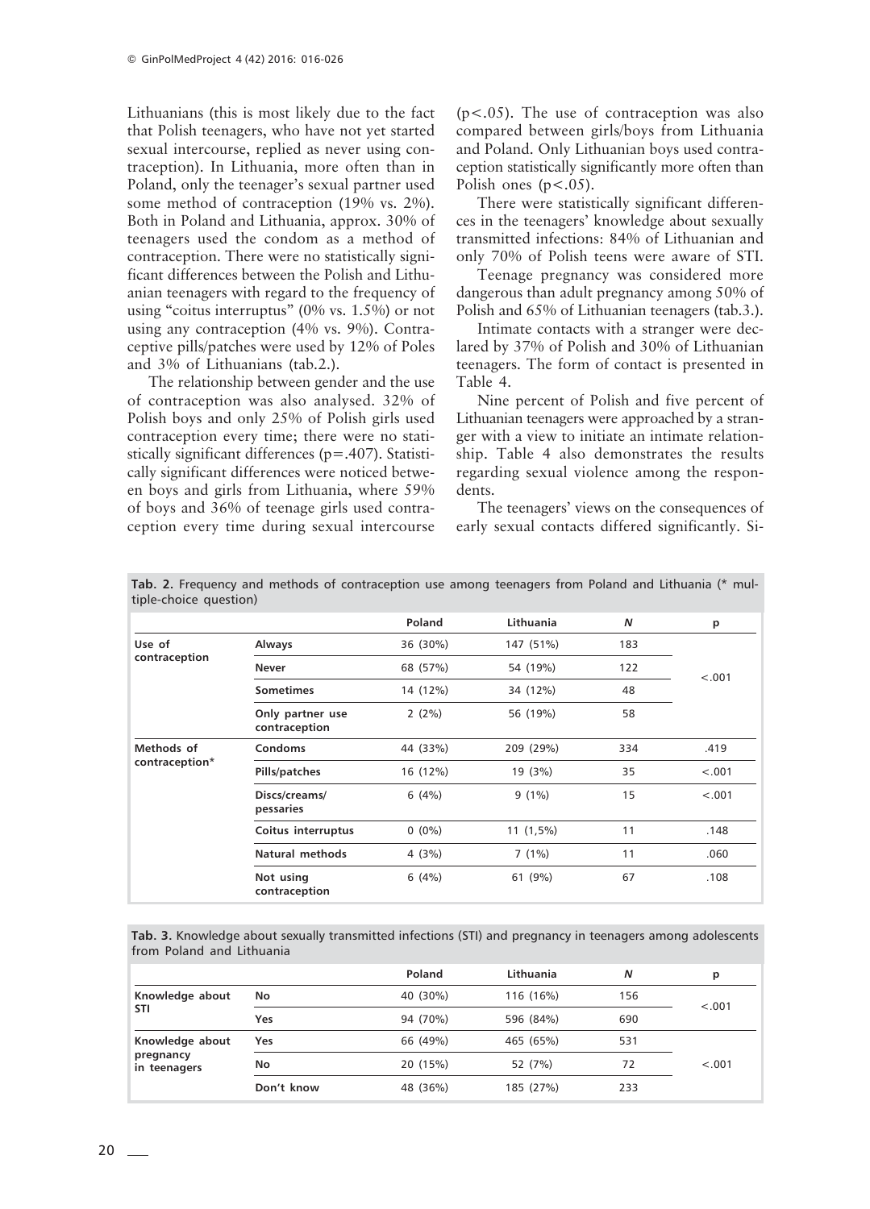Lithuanians (this is most likely due to the fact that Polish teenagers, who have not yet started sexual intercourse, replied as never using contraception). In Lithuania, more often than in Poland, only the teenager's sexual partner used some method of contraception (19% vs. 2%). Both in Poland and Lithuania, approx. 30% of teenagers used the condom as a method of contraception. There were no statistically significant differences between the Polish and Lithuanian teenagers with regard to the frequency of using "coitus interruptus" (0% vs. 1.5%) or not using any contraception (4% vs. 9%). Contraceptive pills/patches were used by 12% of Poles and 3% of Lithuanians (tab.2.).

The relationship between gender and the use of contraception was also analysed. 32% of Polish boys and only 25% of Polish girls used contraception every time; there were no statistically significant differences ($p=.407$). Statistically significant differences were noticed between boys and girls from Lithuania, where 59% of boys and 36% of teenage girls used contraception every time during sexual intercourse ($p<.05$). The use of contraception was also compared between girls/boys from Lithuania and Poland. Only Lithuanian boys used contraception statistically significantly more often than Polish ones ($p<.05$).

There were statistically significant differences in the teenagers' knowledge about sexually transmitted infections: 84% of Lithuanian and only 70% of Polish teens were aware of STI.

Teenage pregnancy was considered more dangerous than adult pregnancy among 50% of Polish and 65% of Lithuanian teenagers (tab.3.).

Intimate contacts with a stranger were declared by 37% of Polish and 30% of Lithuanian teenagers. The form of contact is presented in Table 4.

Nine percent of Polish and five percent of Lithuanian teenagers were approached by a stranger with a view to initiate an intimate relationship. Table 4 also demonstrates the results regarding sexual violence among the respondents.

The teenagers' views on the consequences of early sexual contacts differed significantly. Si-

**Tab. 2.** Frequency and methods of contraception use among teenagers from Poland and Lithuania (* multiple-choice question)

| | | Poland | Lithuania | *N* | p |
|---|---|---|---|---|---|
| Use of contraception | Always | 36 (30%) | 147 (51%) | 183 | <.001 |
| | Never | 68 (57%) | 54 (19%) | 122 | |
| | Sometimes | 14 (12%) | 34 (12%) | 48 | |
| | Only partner use contraception | 2 (2%) | 56 (19%) | 58 | |
| Methods of contraception* | Condoms | 44 (33%) | 209 (29%) | 334 | .419 |
| | Pills/patches | 16 (12%) | 19 (3%) | 35 | <.001 |
| | Discs/creams/ pessaries | 6 (4%) | 9 (1%) | 15 | <.001 |
| | Coitus interruptus | 0 (0%) | 11 (1,5%) | 11 | .148 |
| | Natural methods | 4 (3%) | 7 (1%) | 11 | .060 |
| | Not using contraception | 6 (4%) | 61 (9%) | 67 | .108 |

**Tab. 3.** Knowledge about sexually transmitted infections (STI) and pregnancy in teenagers among adolescents from Poland and Lithuania

| | | Poland | Lithuania | *N* | p |
|---|---|---|---|---|---|
| Knowledge about STI | No | 40 (30%) | 116 (16%) | 156 | <.001 |
| | Yes | 94 (70%) | 596 (84%) | 690 | |
| Knowledge about pregnancy in teenagers | Yes | 66 (49%) | 465 (65%) | 531 | <.001 |
| | No | 20 (15%) | 52 (7%) | 72 | |
| | Don't know | 48 (36%) | 185 (27%) | 233 | |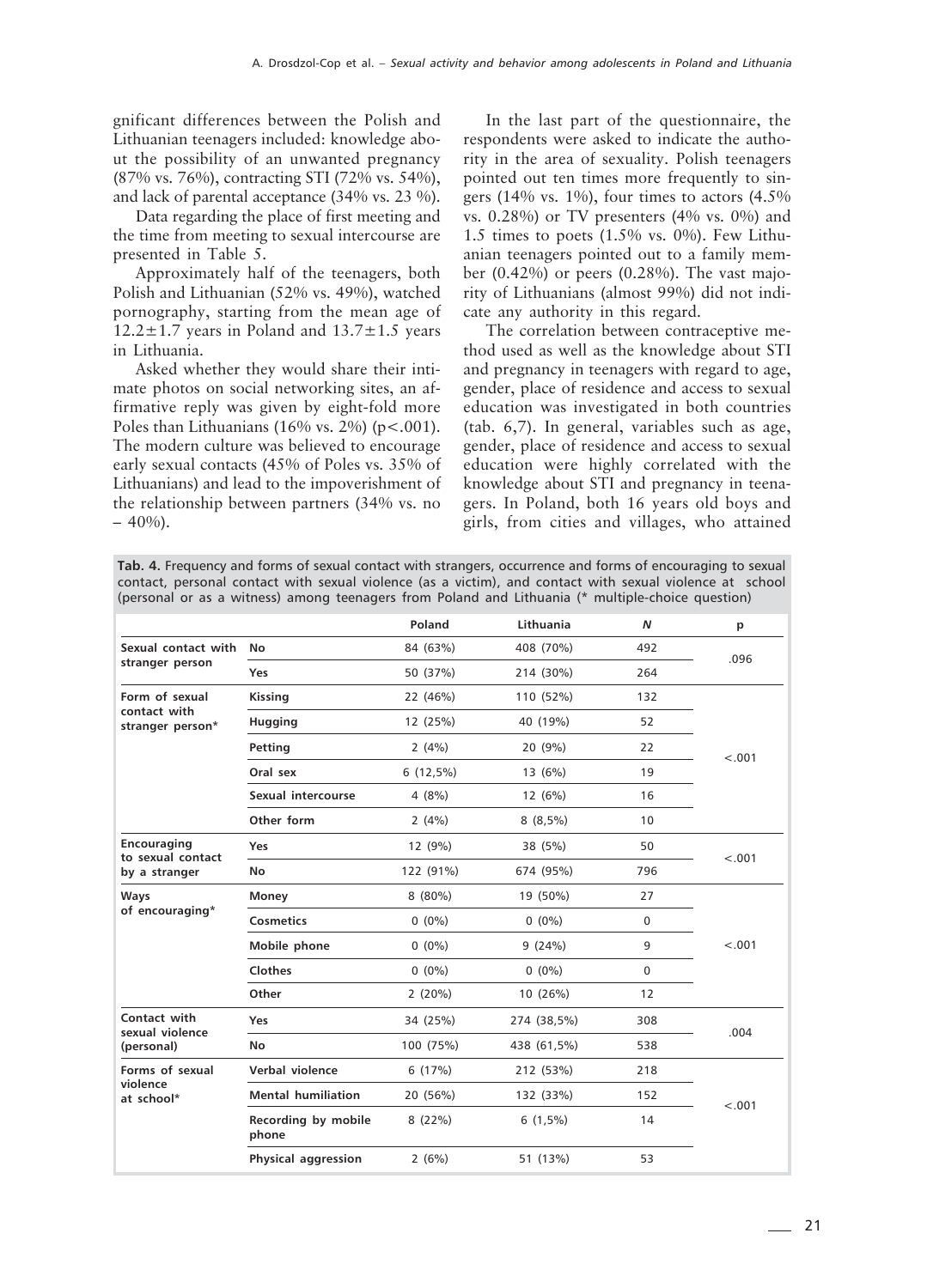gnificant differences between the Polish and Lithuanian teenagers included: knowledge about the possibility of an unwanted pregnancy (87% vs. 76%), contracting STI (72% vs. 54%), and lack of parental acceptance (34% vs. 23 %).

Data regarding the place of first meeting and the time from meeting to sexual intercourse are presented in Table 5.

Approximately half of the teenagers, both Polish and Lithuanian (52% vs. 49%), watched pornography, starting from the mean age of 12.2±1.7 years in Poland and 13.7±1.5 years in Lithuania.

Asked whether they would share their intimate photos on social networking sites, an affirmative reply was given by eight-fold more Poles than Lithuanians (16% vs. 2%) ($p<.001$). The modern culture was believed to encourage early sexual contacts (45% of Poles vs. 35% of Lithuanians) and lead to the impoverishment of the relationship between partners (34% vs. no – 40%).

In the last part of the questionnaire, the respondents were asked to indicate the authority in the area of sexuality. Polish teenagers pointed out ten times more frequently to singers (14% vs. 1%), four times to actors (4.5% vs. 0.28%) or TV presenters (4% vs. 0%) and 1.5 times to poets (1.5% vs. 0%). Few Lithuanian teenagers pointed out to a family member (0.42%) or peers (0.28%). The vast majority of Lithuanians (almost 99%) did not indicate any authority in this regard.

The correlation between contraceptive method used as well as the knowledge about STI and pregnancy in teenagers with regard to age, gender, place of residence and access to sexual education was investigated in both countries (tab. 6,7). In general, variables such as age, gender, place of residence and access to sexual education were highly correlated with the knowledge about STI and pregnancy in teenagers. In Poland, both 16 years old boys and girls, from cities and villages, who attained

**Tab. 4.** Frequency and forms of sexual contact with strangers, occurrence and forms of encouraging to sexual contact, personal contact with sexual violence (as a victim), and contact with sexual violence at school (personal or as a witness) among teenagers from Poland and Lithuania (* multiple-choice question)

| | | Poland | Lithuania | *N* | p |
|---|---|---|---|---|---|
| **Sexual contact with stranger person** | **No** | 84 (63%) | 408 (70%) | 492 | .096 |
| | **Yes** | 50 (37%) | 214 (30%) | 264 | |
| **Form of sexual contact with stranger person*** | **Kissing** | 22 (46%) | 110 (52%) | 132 | <.001 |
| | **Hugging** | 12 (25%) | 40 (19%) | 52 | |
| | **Petting** | 2 (4%) | 20 (9%) | 22 | |
| | **Oral sex** | 6 (12,5%) | 13 (6%) | 19 | |
| | **Sexual intercourse** | 4 (8%) | 12 (6%) | 16 | |
| | **Other form** | 2 (4%) | 8 (8,5%) | 10 | |
| **Encouraging to sexual contact by a stranger** | **Yes** | 12 (9%) | 38 (5%) | 50 | <.001 |
| | **No** | 122 (91%) | 674 (95%) | 796 | |
| **Ways of encouraging*** | **Money** | 8 (80%) | 19 (50%) | 27 | <.001 |
| | **Cosmetics** | 0 (0%) | 0 (0%) | 0 | |
| | **Mobile phone** | 0 (0%) | 9 (24%) | 9 | |
| | **Clothes** | 0 (0%) | 0 (0%) | 0 | |
| | **Other** | 2 (20%) | 10 (26%) | 12 | |
| **Contact with sexual violence (personal)** | **Yes** | 34 (25%) | 274 (38,5%) | 308 | .004 |
| | **No** | 100 (75%) | 438 (61,5%) | 538 | |
| **Forms of sexual violence at school*** | **Verbal violence** | 6 (17%) | 212 (53%) | 218 | <.001 |
| | **Mental humiliation** | 20 (56%) | 132 (33%) | 152 | |
| | **Recording by mobile phone** | 8 (22%) | 6 (1,5%) | 14 | |
| | **Physical aggression** | 2 (6%) | 51 (13%) | 53 | |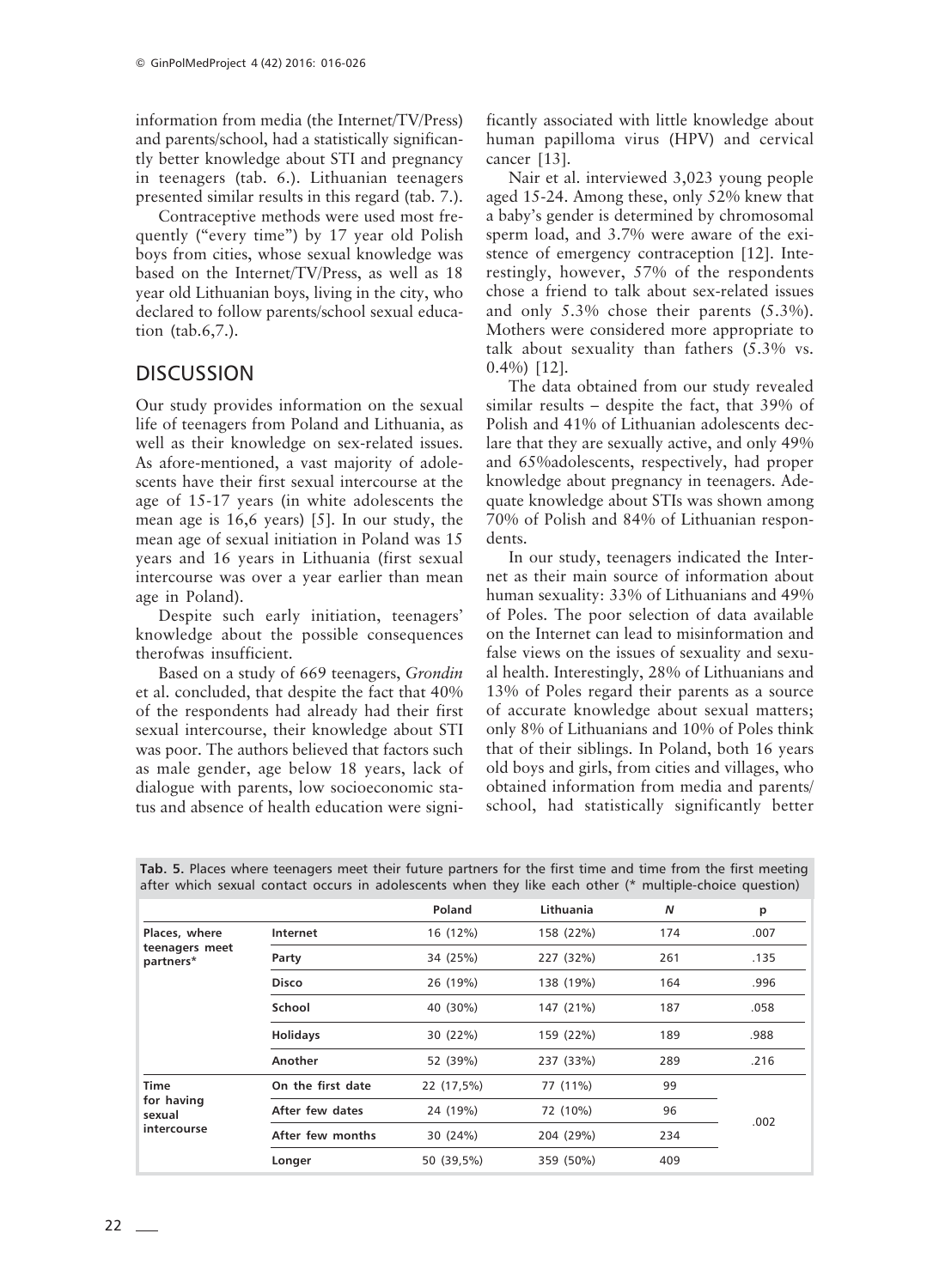information from media (the Internet/TV/Press) and parents/school, had a statistically significantly better knowledge about STI and pregnancy in teenagers (tab. 6.). Lithuanian teenagers presented similar results in this regard (tab. 7.).

Contraceptive methods were used most frequently ("every time") by 17 year old Polish boys from cities, whose sexual knowledge was based on the Internet/TV/Press, as well as 18 year old Lithuanian boys, living in the city, who declared to follow parents/school sexual education (tab.6,7.).

## DISCUSSION

Our study provides information on the sexual life of teenagers from Poland and Lithuania, as well as their knowledge on sex-related issues. As afore-mentioned, a vast majority of adolescents have their first sexual intercourse at the age of 15-17 years (in white adolescents the mean age is 16,6 years) [5]. In our study, the mean age of sexual initiation in Poland was 15 years and 16 years in Lithuania (first sexual intercourse was over a year earlier than mean age in Poland).

Despite such early initiation, teenagers' knowledge about the possible consequences therofwas insufficient.

Based on a study of 669 teenagers, *Grondin* et al. concluded, that despite the fact that 40% of the respondents had already had their first sexual intercourse, their knowledge about STI was poor. The authors believed that factors such as male gender, age below 18 years, lack of dialogue with parents, low socioeconomic status and absence of health education were significantly associated with little knowledge about human papilloma virus (HPV) and cervical cancer [13].

Nair et al. interviewed 3,023 young people aged 15-24. Among these, only 52% knew that a baby's gender is determined by chromosomal sperm load, and 3.7% were aware of the existence of emergency contraception [12]. Interestingly, however, 57% of the respondents chose a friend to talk about sex-related issues and only 5.3% chose their parents (5.3%). Mothers were considered more appropriate to talk about sexuality than fathers (5.3% vs. 0.4%) [12].

The data obtained from our study revealed similar results – despite the fact, that 39% of Polish and 41% of Lithuanian adolescents declare that they are sexually active, and only 49% and 65%adolescents, respectively, had proper knowledge about pregnancy in teenagers. Adequate knowledge about STIs was shown among 70% of Polish and 84% of Lithuanian respondents.

In our study, teenagers indicated the Internet as their main source of information about human sexuality: 33% of Lithuanians and 49% of Poles. The poor selection of data available on the Internet can lead to misinformation and false views on the issues of sexuality and sexual health. Interestingly, 28% of Lithuanians and 13% of Poles regard their parents as a source of accurate knowledge about sexual matters; only 8% of Lithuanians and 10% of Poles think that of their siblings. In Poland, both 16 years old boys and girls, from cities and villages, who obtained information from media and parents/school, had statistically significantly better

**Tab. 5.** Places where teenagers meet their future partners for the first time and time from the first meeting after which sexual contact occurs in adolescents when they like each other (* multiple-choice question)

| | | Poland | Lithuania | N | p |
|---|---|---|---|---|---|
| Places, where teenagers meet partners* | Internet | 16 (12%) | 158 (22%) | 174 | .007 |
| | Party | 34 (25%) | 227 (32%) | 261 | .135 |
| | Disco | 26 (19%) | 138 (19%) | 164 | .996 |
| | School | 40 (30%) | 147 (21%) | 187 | .058 |
| | Holidays | 30 (22%) | 159 (22%) | 189 | .988 |
| | Another | 52 (39%) | 237 (33%) | 289 | .216 |
| Time for having sexual intercourse | On the first date | 22 (17,5%) | 77 (11%) | 99 | .002 |
| | After few dates | 24 (19%) | 72 (10%) | 96 | |
| | After few months | 30 (24%) | 204 (29%) | 234 | |
| | Longer | 50 (39,5%) | 359 (50%) | 409 | |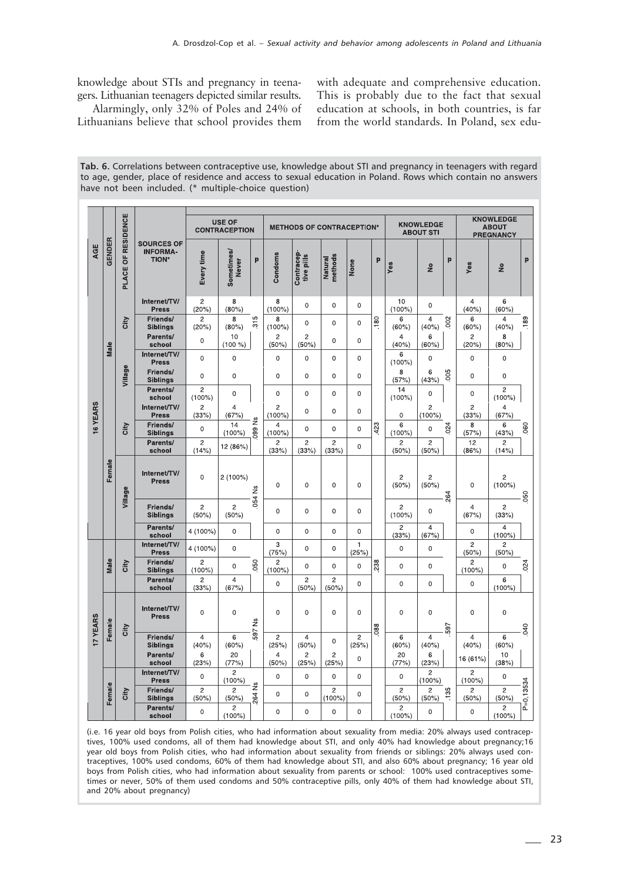knowledge about STIs and pregnancy in teenagers. Lithuanian teenagers depicted similar results.

Alarmingly, only 32% of Poles and 24% of Lithuanians believe that school provides them with adequate and comprehensive education. This is probably due to the fact that sexual education at schools, in both countries, is far from the world standards. In Poland, sex edu-

**Tab. 6.** Correlations between contraceptive use, knowledge about STI and pregnancy in teenagers with regard to age, gender, place of residence and access to sexual education in Poland. Rows which contain no answers have not been included. (* multiple-choice question)

| AGE | GENDER | PLACE OF RESIDENCE | SOURCES OF INFORMATION* | USE OF CONTRACEPTION | | | METHODS OF CONTRACEPTION* | | | | | KNOWLEDGE ABOUT STI | | | KNOWLEDGE ABOUT PREGNANCY | | |
|---|---|---|---|---|---|---|---|---|---|---|---|---|---|---|---|---|---|
| | | | | Every time | Sometimes/ Never | p | Condoms | Contraceptive pills | Natural methods | None | p | Yes | No | p | Yes | No | p |
| 16 YEARS | Male | City | Internet/TV/ Press | 2 (20%) | 8 (80%) | .315 | 8 (100%) | 0 | 0 | 0 | .180 | 10 (100%) | 0 | .002 | 4 (40%) | 6 (60%) | .189 |
| | | | Friends/ Siblings | 2 (20%) | 8 (80%) | | 8 (100%) | 0 | 0 | 0 | | 6 (60%) | 4 (40%) | | 6 (60%) | 4 (40%) | |
| | | | Parents/ school | 0 | 10 (100 %) | | 2 (50%) | 2 (50%) | 0 | 0 | | 4 (40%) | 6 (60%) | | 2 (20%) | 8 (80%) | |
| | | Village | Internet/TV/ Press | 0 | 0 | | 0 | 0 | 0 | 0 | | 6 (100%) | 0 | .005 | 0 | 0 | |
| | | | Friends/ Siblings | 0 | 0 | | 0 | 0 | 0 | 0 | | 8 (57%) | 6 (43%) | | 0 | 0 | |
| | | | Parents/ school | 2 (100%) | 0 | | 0 | 0 | 0 | 0 | | 14 (100%) | 0 | | 0 | 2 (100%) | |
| | Female | City | Internet/TV/ Press | 2 (33%) | 4 (67%) | .099 Ns | 2 (100%) | 0 | 0 | 0 | .423 | 0 | 2 (100%) | .024 | 2 (33%) | 4 (67%) | .060 |
| | | | Friends/ Siblings | 0 | 14 (100%) | | 4 (100%) | 0 | 0 | 0 | | 6 (100%) | 0 | | 8 (57%) | 6 (43%) | |
| | | | Parents/ school | 2 (14%) | 12 (86%) | | 2 (33%) | 2 (33%) | 2 (33%) | 0 | | 2 (50%) | 2 (50%) | | 12 (86%) | 2 (14%) | |
| | | Village | Internet/TV/ Press | 0 | 2 (100%) | .054 Ns | 0 | 0 | 0 | 0 | | 2 (50%) | 2 (50%) | .264 | 0 | 2 (100%) | .050 |
| | | | Friends/ Siblings | 2 (50%) | 2 (50%) | | 0 | 0 | 0 | 0 | | 2 (100%) | 0 | | 4 (67%) | 2 (33%) | |
| | | | Parents/ school | 4 (100%) | 0 | | 0 | 0 | 0 | 0 | | 2 (33%) | 4 (67%) | | 0 | 4 (100%) | |
| 17 YEARS | Male | City | Internet/TV/ Press | 4 (100%) | 0 | .050 | 3 (75%) | 0 | 0 | 1 (25%) | .238 | 0 | 0 | | 2 (50%) | 2 (50%) | .024 |
| | | | Friends/ Siblings | 2 (100%) | 0 | | 2 (100%) | 0 | 0 | 0 | | 0 | 0 | | 2 (100%) | 0 | |
| | | | Parents/ school | 2 (33%) | 4 (67%) | | 0 | 2 (50%) | 2 (50%) | 0 | | 0 | 0 | | 0 | 6 (100%) | |
| | Female | City | Internet/TV/ Press | 0 | 0 | .597 Ns | 0 | 0 | 0 | 0 | .088 | 0 | 0 | .597 | 0 | 0 | .040 |
| | | | Friends/ Siblings | 4 (40%) | 6 (60%) | | 2 (25%) | 4 (50%) | 0 | 2 (25%) | | 6 (60%) | 4 (40%) | | 4 (40%) | 6 (60%) | |
| | | | Parents/ school | 6 (23%) | 20 (77%) | | 4 (50%) | 2 (25%) | 2 (25%) | 0 | | 20 (77%) | 6 (23%) | | 16 (61%) | 10 (38%) | |
| | Female | City | Internet/TV/ Press | 0 | 2 (100%) | .264 Ns | 0 | 0 | 0 | 0 | | 0 | 2 (100%) | .135 | 2 (100%) | 0 | P=0,13534 |
| | | | Friends/ Siblings | 2 (50%) | 2 (50%) | | 0 | 0 | 2 (100%) | 0 | | 2 (50%) | 2 (50%) | | 2 (50%) | 2 (50%) | |
| | | | Parents/ school | 0 | 2 (100%) | | 0 | 0 | 0 | 0 | | 2 (100%) | 0 | | 0 | 2 (100%) | |

(i.e. 16 year old boys from Polish cities, who had information about sexuality from media: 20% always used contraceptives, 100% used condoms, all of them had knowledge about STI, and only 40% had knowledge about pregnancy;16 year old boys from Polish cities, who had information about sexuality from friends or siblings: 20% always used contraceptives, 100% used condoms, 60% of them had knowledge about STI, and also 60% about pregnancy; 16 year old boys from Polish cities, who had information about sexuality from parents or school: 100% used contraceptives sometimes or never, 50% of them used condoms and 50% contraceptive pills, only 40% of them had knowledge about STI, and 20% about pregnancy)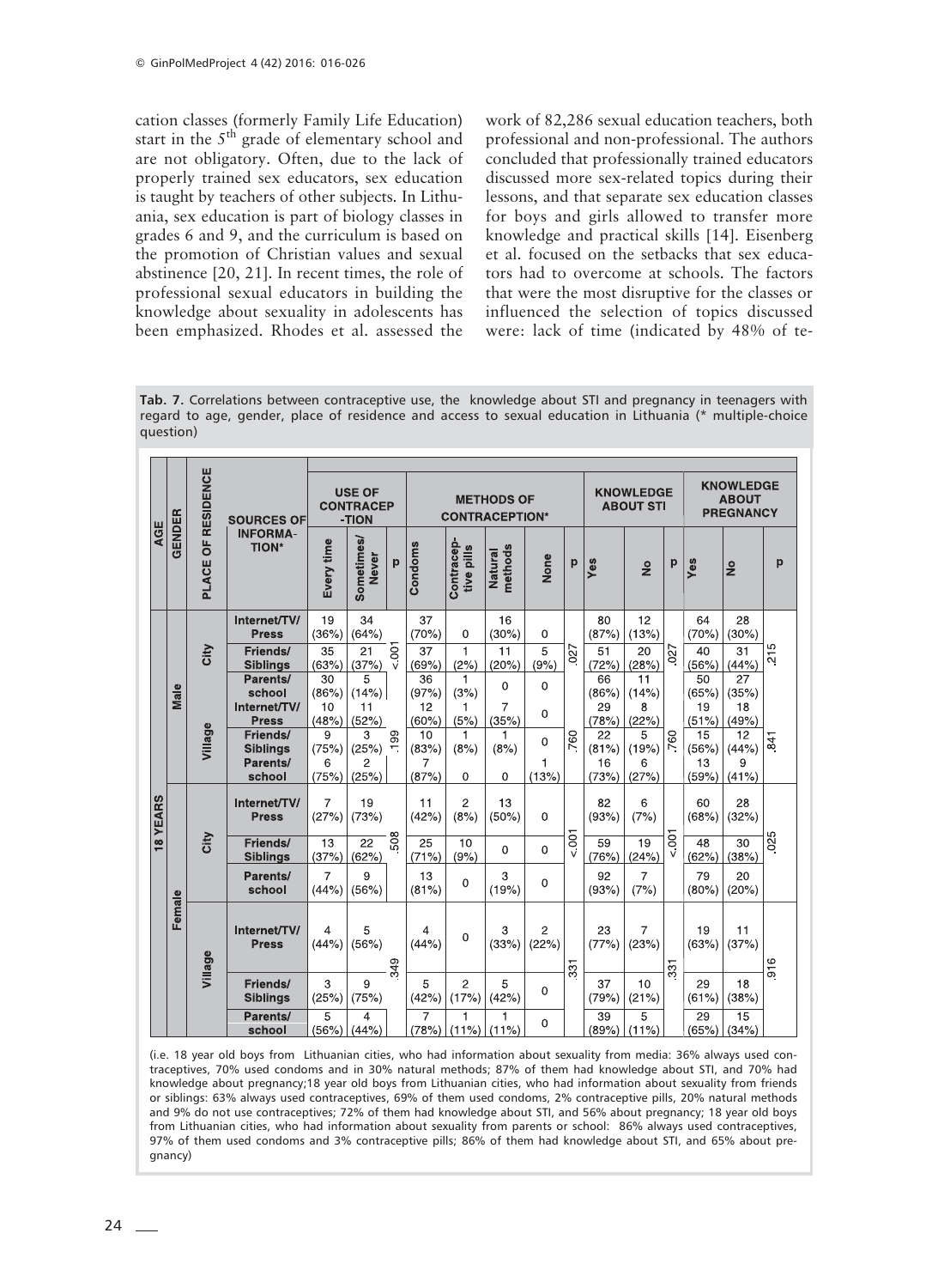cation classes (formerly Family Life Education) start in the 5th grade of elementary school and are not obligatory. Often, due to the lack of properly trained sex educators, sex education is taught by teachers of other subjects. In Lithuania, sex education is part of biology classes in grades 6 and 9, and the curriculum is based on the promotion of Christian values and sexual abstinence [20, 21]. In recent times, the role of professional sexual educators in building the knowledge about sexuality in adolescents has been emphasized. Rhodes et al. assessed the work of 82,286 sexual education teachers, both professional and non-professional. The authors concluded that professionally trained educators discussed more sex-related topics during their lessons, and that separate sex education classes for boys and girls allowed to transfer more knowledge and practical skills [14]. Eisenberg et al. focused on the setbacks that sex educators had to overcome at schools. The factors that were the most disruptive for the classes or influenced the selection of topics discussed were: lack of time (indicated by 48% of te-

**Tab. 7.** Correlations between contraceptive use, the knowledge about STI and pregnancy in teenagers with regard to age, gender, place of residence and access to sexual education in Lithuania (* multiple-choice question)

| AGE | GENDER | PLACE OF RESIDENCE | SOURCES OF INFORMATION* | USE OF CONTRACEPTION | | | METHODS OF CONTRACEPTION* | | | | | KNOWLEDGE ABOUT STI | | | KNOWLEDGE ABOUT PREGNANCY | | |
|---|---|---|---|---|---|---|---|---|---|---|---|---|---|---|---|---|---|
| | | | | Every time | Sometimes/ Never | p | Condoms | Contraceptive pills | Natural methods | None | p | Yes | No | p | Yes | No | p |
| 18 YEARS | Male | City | Internet/TV/ Press | 19 (36%) | 34 (64%) | <.001 | 37 (70%) | 0 | 16 (30%) | 0 | .027 | 80 (87%) | 12 (13%) | .027 | 64 (70%) | 28 (30%) | .215 |
| | | | Friends/ Siblings | 35 (63%) | 21 (37%) | | 37 (69%) | 1 (2%) | 11 (20%) | 5 (9%) | | 51 (72%) | 20 (28%) | | 40 (56%) | 31 (44%) | |
| | | | Parents/ school | 30 (86%) | 5 (14%) | | 36 (97%) | 1 (3%) | 0 | 0 | | 66 (86%) | 11 (14%) | | 50 (65%) | 27 (35%) | |
| | | Village | Internet/TV/ Press | 10 (48%) | 11 (52%) | .199 | 12 (60%) | 1 (5%) | 7 (35%) | 0 | .760 | 29 (78%) | 8 (22%) | .760 | 19 (51%) | 18 (49%) | .841 |
| | | | Friends/ Siblings | 9 (75%) | 3 (25%) | | 10 (83%) | 1 (8%) | 1 (8%) | 0 | | 22 (81%) | 5 (19%) | | 15 (56%) | 12 (44%) | |
| | | | Parents/ school | 6 (75%) | 2 (25%) | | 7 (87%) | 0 | 0 | 1 (13%) | | 16 (73%) | 6 (27%) | | 13 (59%) | 9 (41%) | |
| | Female | City | Internet/TV/ Press | 7 (27%) | 19 (73%) | .508 | 11 (42%) | 2 (8%) | 13 (50%) | 0 | <.001 | 82 (93%) | 6 (7%) | <.001 | 60 (68%) | 28 (32%) | .025 |
| | | | Friends/ Siblings | 13 (37%) | 22 (62%) | | 25 (71%) | 10 (9%) | 0 | 0 | | 59 (76%) | 19 (24%) | | 48 (62%) | 30 (38%) | |
| | | | Parents/ school | 7 (44%) | 9 (56%) | | 13 (81%) | 0 | 3 (19%) | 0 | | 92 (93%) | 7 (7%) | | 79 (80%) | 20 (20%) | |
| | | Village | Internet/TV/ Press | 4 (44%) | 5 (56%) | .349 | 4 (44%) | 0 | 3 (33%) | 2 (22%) | .331 | 23 (77%) | 7 (23%) | .331 | 19 (63%) | 11 (37%) | .916 |
| | | | Friends/ Siblings | 3 (25%) | 9 (75%) | | 5 (42%) | 2 (17%) | 5 (42%) | 0 | | 37 (79%) | 10 (21%) | | 29 (61%) | 18 (38%) | |
| | | | Parents/ school | 5 (56%) | 4 (44%) | | 7 (78%) | 1 (11%) | 1 (11%) | 0 | | 39 (89%) | 5 (11%) | | 29 (65%) | 15 (34%) | |

(i.e. 18 year old boys from Lithuanian cities, who had information about sexuality from media: 36% always used contraceptives, 70% used condoms and in 30% natural methods; 87% of them had knowledge about STI, and 70% had knowledge about pregnancy;18 year old boys from Lithuanian cities, who had information about sexuality from friends or siblings: 63% always used contraceptives, 69% of them used condoms, 2% contraceptive pills, 20% natural methods and 9% do not use contraceptives; 72% of them had knowledge about STI, and 56% about pregnancy; 18 year old boys from Lithuanian cities, who had information about sexuality from parents or school: 86% always used contraceptives, 97% of them used condoms and 3% contraceptive pills; 86% of them had knowledge about STI, and 65% about pregnancy)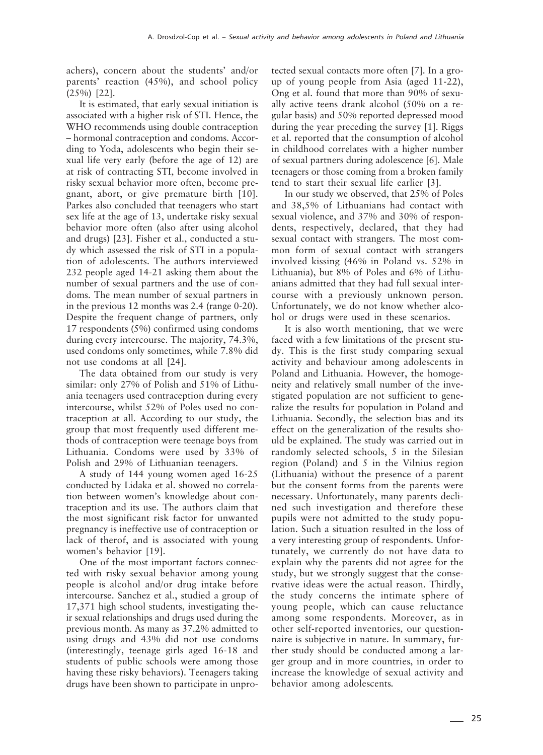achers), concern about the students' and/or parents' reaction (45%), and school policy (25%) [22].

It is estimated, that early sexual initiation is associated with a higher risk of STI. Hence, the WHO recommends using double contraception – hormonal contraception and condoms. According to Yoda, adolescents who begin their sexual life very early (before the age of 12) are at risk of contracting STI, become involved in risky sexual behavior more often, become pregnant, abort, or give premature birth [10]. Parkes also concluded that teenagers who start sex life at the age of 13, undertake risky sexual behavior more often (also after using alcohol and drugs) [23]. Fisher et al., conducted a study which assessed the risk of STI in a population of adolescents. The authors interviewed 232 people aged 14-21 asking them about the number of sexual partners and the use of condoms. The mean number of sexual partners in in the previous 12 months was 2.4 (range 0-20). Despite the frequent change of partners, only 17 respondents (5%) confirmed using condoms during every intercourse. The majority, 74.3%, used condoms only sometimes, while 7.8% did not use condoms at all [24].

The data obtained from our study is very similar: only 27% of Polish and 51% of Lithuania teenagers used contraception during every intercourse, whilst 52% of Poles used no contraception at all. According to our study, the group that most frequently used different methods of contraception were teenage boys from Lithuania. Condoms were used by 33% of Polish and 29% of Lithuanian teenagers.

A study of 144 young women aged 16-25 conducted by Lidaka et al. showed no correlation between women's knowledge about contraception and its use. The authors claim that the most significant risk factor for unwanted pregnancy is ineffective use of contraception or lack of therof, and is associated with young women's behavior [19].

One of the most important factors connected with risky sexual behavior among young people is alcohol and/or drug intake before intercourse. Sanchez et al., studied a group of 17,371 high school students, investigating their sexual relationships and drugs used during the previous month. As many as 37.2% admitted to using drugs and 43% did not use condoms (interestingly, teenage girls aged 16-18 and students of public schools were among those having these risky behaviors). Teenagers taking drugs have been shown to participate in unprotected sexual contacts more often [7]. In a group of young people from Asia (aged 11-22), Ong et al. found that more than 90% of sexually active teens drank alcohol (50% on a regular basis) and 50% reported depressed mood during the year preceding the survey [1]. Riggs et al. reported that the consumption of alcohol in childhood correlates with a higher number of sexual partners during adolescence [6]. Male teenagers or those coming from a broken family tend to start their sexual life earlier [3].

In our study we observed, that 25% of Poles and 38,5% of Lithuanians had contact with sexual violence, and 37% and 30% of respondents, respectively, declared, that they had sexual contact with strangers. The most common form of sexual contact with strangers involved kissing (46% in Poland vs. 52% in Lithuania), but 8% of Poles and 6% of Lithuanians admitted that they had full sexual intercourse with a previously unknown person. Unfortunately, we do not know whether alcohol or drugs were used in these scenarios.

It is also worth mentioning, that we were faced with a few limitations of the present study. This is the first study comparing sexual activity and behaviour among adolescents in Poland and Lithuania. However, the homogeneity and relatively small number of the investigated population are not sufficient to generalize the results for population in Poland and Lithuania. Secondly, the selection bias and its effect on the generalization of the results should be explained. The study was carried out in randomly selected schools, 5 in the Silesian region (Poland) and 5 in the Vilnius region (Lithuania) without the presence of a parent but the consent forms from the parents were necessary. Unfortunately, many parents declined such investigation and therefore these pupils were not admitted to the study population. Such a situation resulted in the loss of a very interesting group of respondents. Unfortunately, we currently do not have data to explain why the parents did not agree for the study, but we strongly suggest that the conservative ideas were the actual reason. Thirdly, the study concerns the intimate sphere of young people, which can cause reluctance among some respondents. Moreover, as in other self-reported inventories, our questionnaire is subjective in nature. In summary, further study should be conducted among a larger group and in more countries, in order to increase the knowledge of sexual activity and behavior among adolescents.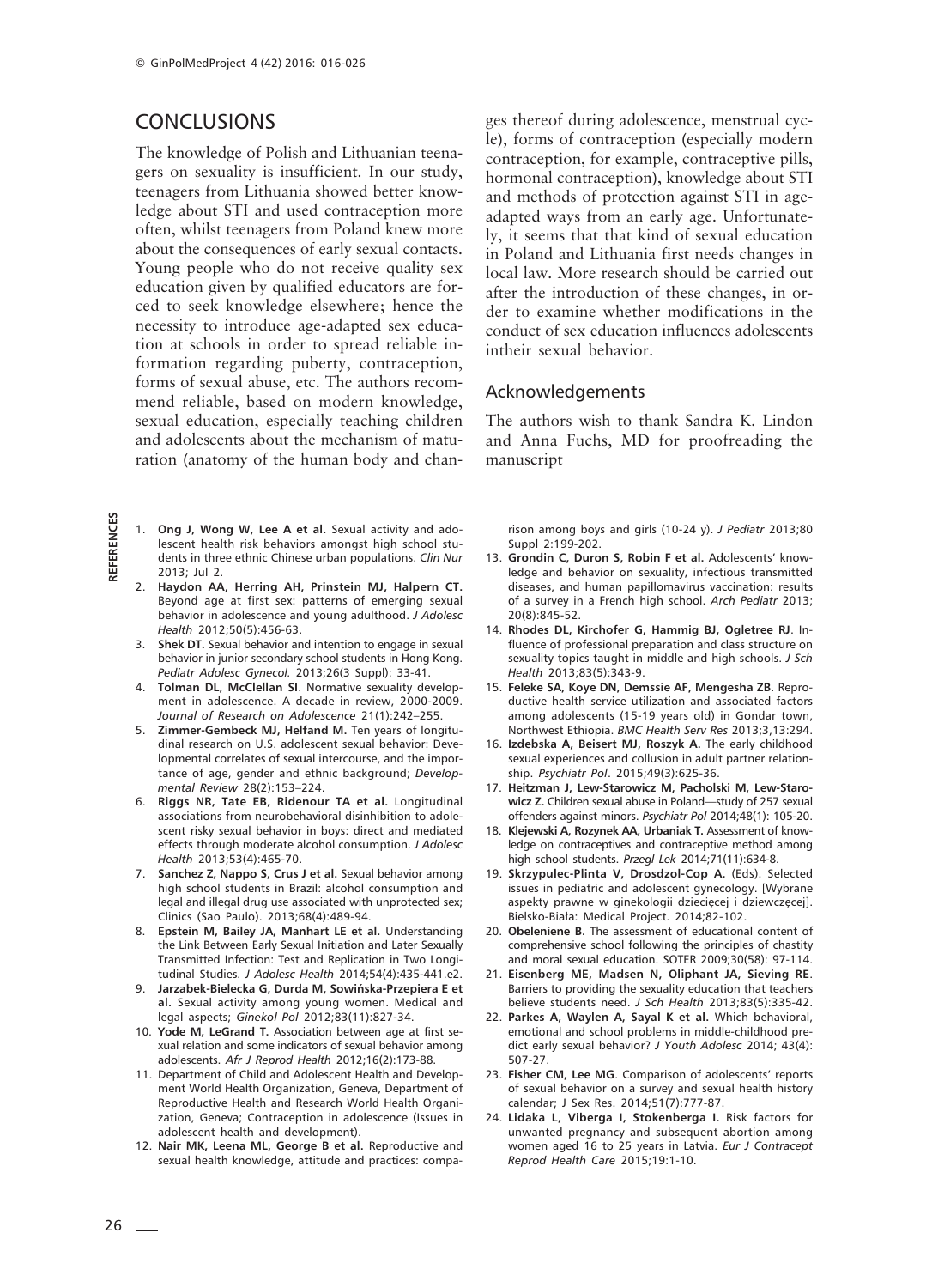## CONCLUSIONS

The knowledge of Polish and Lithuanian teenagers on sexuality is insufficient. In our study, teenagers from Lithuania showed better knowledge about STI and used contraception more often, whilst teenagers from Poland knew more about the consequences of early sexual contacts. Young people who do not receive quality sex education given by qualified educators are forced to seek knowledge elsewhere; hence the necessity to introduce age-adapted sex education at schools in order to spread reliable information regarding puberty, contraception, forms of sexual abuse, etc. The authors recommend reliable, based on modern knowledge, sexual education, especially teaching children and adolescents about the mechanism of maturation (anatomy of the human body and changes thereof during adolescence, menstrual cycle), forms of contraception (especially modern contraception, for example, contraceptive pills, hormonal contraception), knowledge about STI and methods of protection against STI in age-adapted ways from an early age. Unfortunately, it seems that that kind of sexual education in Poland and Lithuania first needs changes in local law. More research should be carried out after the introduction of these changes, in order to examine whether modifications in the conduct of sex education influences adolescents intheir sexual behavior.

### Acknowledgements

The authors wish to thank Sandra K. Lindon and Anna Fuchs, MD for proofreading the manuscript

## REFERENCES

1. **Ong J, Wong W, Lee A et al.** Sexual activity and adolescent health risk behaviors amongst high school students in three ethnic Chinese urban populations. *Clin Nur* 2013; Jul 2.
2. **Haydon AA, Herring AH, Prinstein MJ, Halpern CT.** Beyond age at first sex: patterns of emerging sexual behavior in adolescence and young adulthood. *J Adolesc Health* 2012;50(5):456-63.
3. **Shek DT.** Sexual behavior and intention to engage in sexual behavior in junior secondary school students in Hong Kong. *Pediatr Adolesc Gynecol.* 2013;26(3 Suppl): 33-41.
4. **Tolman DL, McClellan SI**. Normative sexuality development in adolescence. A decade in review, 2000-2009. *Journal of Research on Adolescence* 21(1):242–255.
5. **Zimmer-Gembeck MJ, Helfand M.** Ten years of longitudinal research on U.S. adolescent sexual behavior: Developmental correlates of sexual intercourse, and the importance of age, gender and ethnic background; *Developmental Review* 28(2):153–224.
6. **Riggs NR, Tate EB, Ridenour TA et al.** Longitudinal associations from neurobehavioral disinhibition to adolescent risky sexual behavior in boys: direct and mediated effects through moderate alcohol consumption. *J Adolesc Health* 2013;53(4):465-70.
7. **Sanchez Z, Nappo S, Crus J et al.** Sexual behavior among high school students in Brazil: alcohol consumption and legal and illegal drug use associated with unprotected sex; Clinics (Sao Paulo). 2013;68(4):489-94.
8. **Epstein M, Bailey JA, Manhart LE et al.** Understanding the Link Between Early Sexual Initiation and Later Sexually Transmitted Infection: Test and Replication in Two Longitudinal Studies. *J Adolesc Health* 2014;54(4):435-441.e2.
9. **Jarzabek-Bielecka G, Durda M, Sowińska-Przepiera E et al.** Sexual activity among young women. Medical and legal aspects; *Ginekol Pol* 2012;83(11):827-34.
10. **Yode M, LeGrand T.** Association between age at first sexual relation and some indicators of sexual behavior among adolescents. *Afr J Reprod Health* 2012;16(2):173-88.
11. Department of Child and Adolescent Health and Development World Health Organization, Geneva, Department of Reproductive Health and Research World Health Organization, Geneva; Contraception in adolescence (Issues in adolescent health and development).
12. **Nair MK, Leena ML, George B et al.** Reproductive and sexual health knowledge, attitude and practices: comparison among boys and girls (10-24 y). *J Pediatr* 2013;80 Suppl 2:199-202.
13. **Grondin C, Duron S, Robin F et al.** Adolescents' knowledge and behavior on sexuality, infectious transmitted diseases, and human papillomavirus vaccination: results of a survey in a French high school. *Arch Pediatr* 2013; 20(8):845-52.
14. **Rhodes DL, Kirchofer G, Hammig BJ, Ogletree RJ**. Influence of professional preparation and class structure on sexuality topics taught in middle and high schools. *J Sch Health* 2013;83(5):343-9.
15. **Feleke SA, Koye DN, Demssie AF, Mengesha ZB**. Reproductive health service utilization and associated factors among adolescents (15-19 years old) in Gondar town, Northwest Ethiopia. *BMC Health Serv Res* 2013;3,13:294.
16. **Izdebska A, Beisert MJ, Roszyk A.** The early childhood sexual experiences and collusion in adult partner relationship. *Psychiatr Pol*. 2015;49(3):625-36.
17. **Heitzman J, Lew-Starowicz M, Pacholski M, Lew-Starowicz Z.** Children sexual abuse in Poland—study of 257 sexual offenders against minors. *Psychiatr Pol* 2014;48(1): 105-20.
18. **Klejewski A, Rozynek AA, Urbaniak T.** Assessment of knowledge on contraceptives and contraceptive method among high school students. *Przegl Lek* 2014;71(11):634-8.
19. **Skrzypulec-Plinta V, Drosdzol-Cop A.** (Eds). Selected issues in pediatric and adolescent gynecology. [Wybrane aspekty prawne w ginekologii dziecięcej i dziewczęcej]. Bielsko-Biała: Medical Project. 2014;82-102.
20. **Obeleniene B.** The assessment of educational content of comprehensive school following the principles of chastity and moral sexual education. SOTER 2009;30(58): 97-114.
21. **Eisenberg ME, Madsen N, Oliphant JA, Sieving RE**. Barriers to providing the sexuality education that teachers believe students need. *J Sch Health* 2013;83(5):335-42.
22. **Parkes A, Waylen A, Sayal K et al.** Which behavioral, emotional and school problems in middle-childhood predict early sexual behavior? *J Youth Adolesc* 2014; 43(4): 507-27.
23. **Fisher CM, Lee MG**. Comparison of adolescents' reports of sexual behavior on a survey and sexual health history calendar; J Sex Res. 2014;51(7):777-87.
24. **Lidaka L, Viberga I, Stokenberga I.** Risk factors for unwanted pregnancy and subsequent abortion among women aged 16 to 25 years in Latvia. *Eur J Contracept Reprod Health Care* 2015;19:1-10.